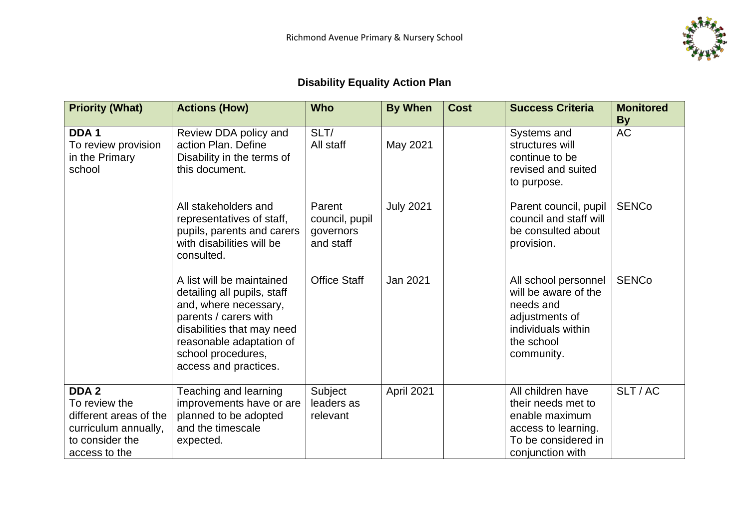## Disability Equality Action Plan

| Priority (What) | Actions (How) | Who | By When | Cost | Success Criteria | Monitored By |
|---|---|---|---|---|---|---|
| **DDA 1** To review provision in the Primary school | Review DDA policy and action Plan. Define Disability in the terms of this document. | SLT/ All staff | May 2021 | | Systems and structures will continue to be revised and suited to purpose. | AC |
| | All stakeholders and representatives of staff, pupils, parents and carers with disabilities will be consulted. | Parent council, pupil governors and staff | July 2021 | | Parent council, pupil council and staff will be consulted about provision. | SENCo |
| | A list will be maintained detailing all pupils, staff and, where necessary, parents / carers with disabilities that may need reasonable adaptation of school procedures, access and practices. | Office Staff | Jan 2021 | | All school personnel will be aware of the needs and adjustments of individuals within the school community. | SENCo |
| **DDA 2** To review the different areas of the curriculum annually, to consider the access to the | Teaching and learning improvements have or are planned to be adopted and the timescale expected. | Subject leaders as relevant | April 2021 | | All children have their needs met to enable maximum access to learning. To be considered in conjunction with | SLT / AC |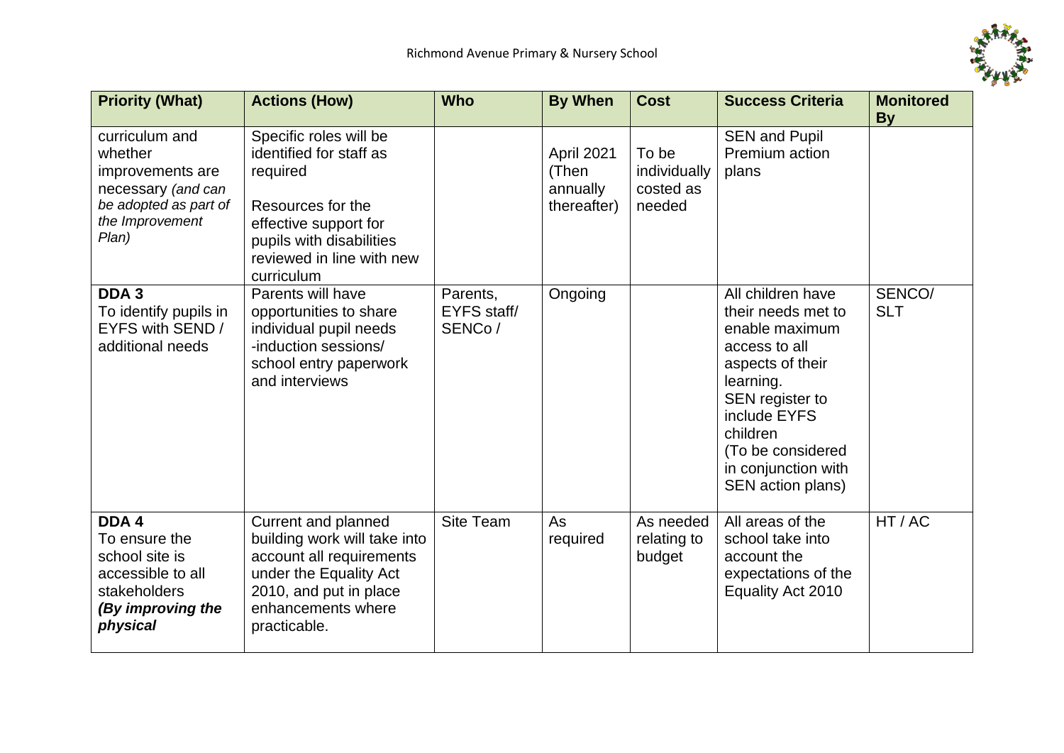| Priority (What) | Actions (How) | Who | By When | Cost | Success Criteria | Monitored By |
|---|---|---|---|---|---|---|
| curriculum and whether improvements are necessary *(and can be adopted as part of the Improvement Plan)* | Specific roles will be identified for staff as required<br><br>Resources for the effective support for pupils with disabilities reviewed in line with new curriculum | | April 2021 (Then annually thereafter) | To be individually costed as needed | SEN and Pupil Premium action plans | |
| **DDA 3**<br>To identify pupils in EYFS with SEND / additional needs | Parents will have opportunities to share individual pupil needs -induction sessions/ school entry paperwork and interviews | Parents, EYFS staff/ SENCo / | Ongoing | | All children have their needs met to enable maximum access to all aspects of their learning.<br>SEN register to include EYFS children<br>(To be considered in conjunction with SEN action plans) | SENCO/ SLT |
| **DDA 4**<br>To ensure the school site is accessible to all stakeholders<br>***(By improving the physical*** | Current and planned building work will take into account all requirements under the Equality Act 2010, and put in place enhancements where practicable. | Site Team | As required | As needed relating to budget | All areas of the school take into account the expectations of the Equality Act 2010 | HT / AC |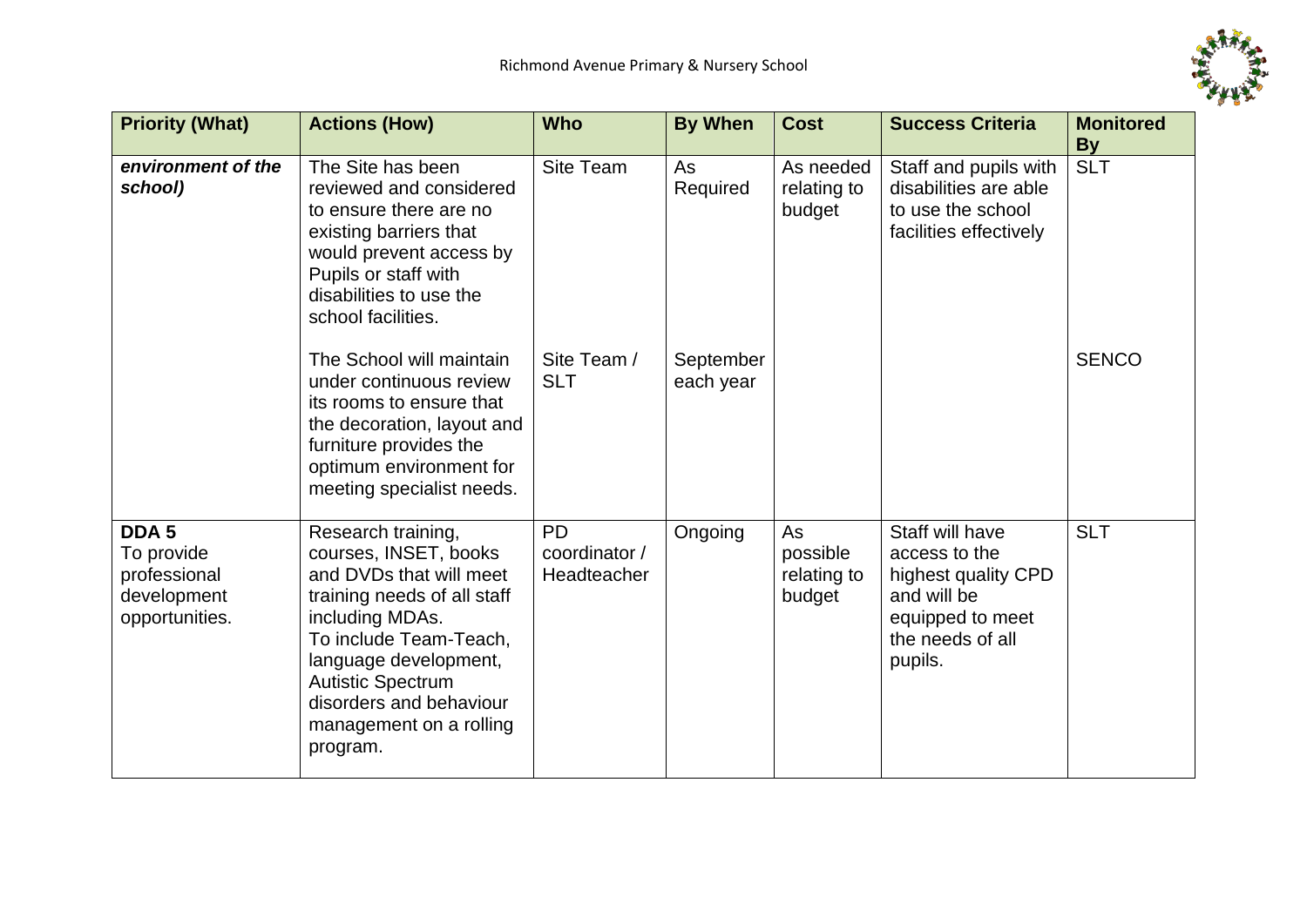| Priority (What) | Actions (How) | Who | By When | Cost | Success Criteria | Monitored By |
|---|---|---|---|---|---|---|
| ***environment of the school)*** | The Site has been reviewed and considered to ensure there are no existing barriers that would prevent access by Pupils or staff with disabilities to use the school facilities. | Site Team | As Required | As needed relating to budget | Staff and pupils with disabilities are able to use the school facilities effectively | SLT |
| | The School will maintain under continuous review its rooms to ensure that the decoration, layout and furniture provides the optimum environment for meeting specialist needs. | Site Team / SLT | September each year | | | SENCO |
| **DDA 5** To provide professional development opportunities. | Research training, courses, INSET, books and DVDs that will meet training needs of all staff including MDAs. To include Team-Teach, language development, Autistic Spectrum disorders and behaviour management on a rolling program. | PD coordinator / Headteacher | Ongoing | As possible relating to budget | Staff will have access to the highest quality CPD and will be equipped to meet the needs of all pupils. | SLT |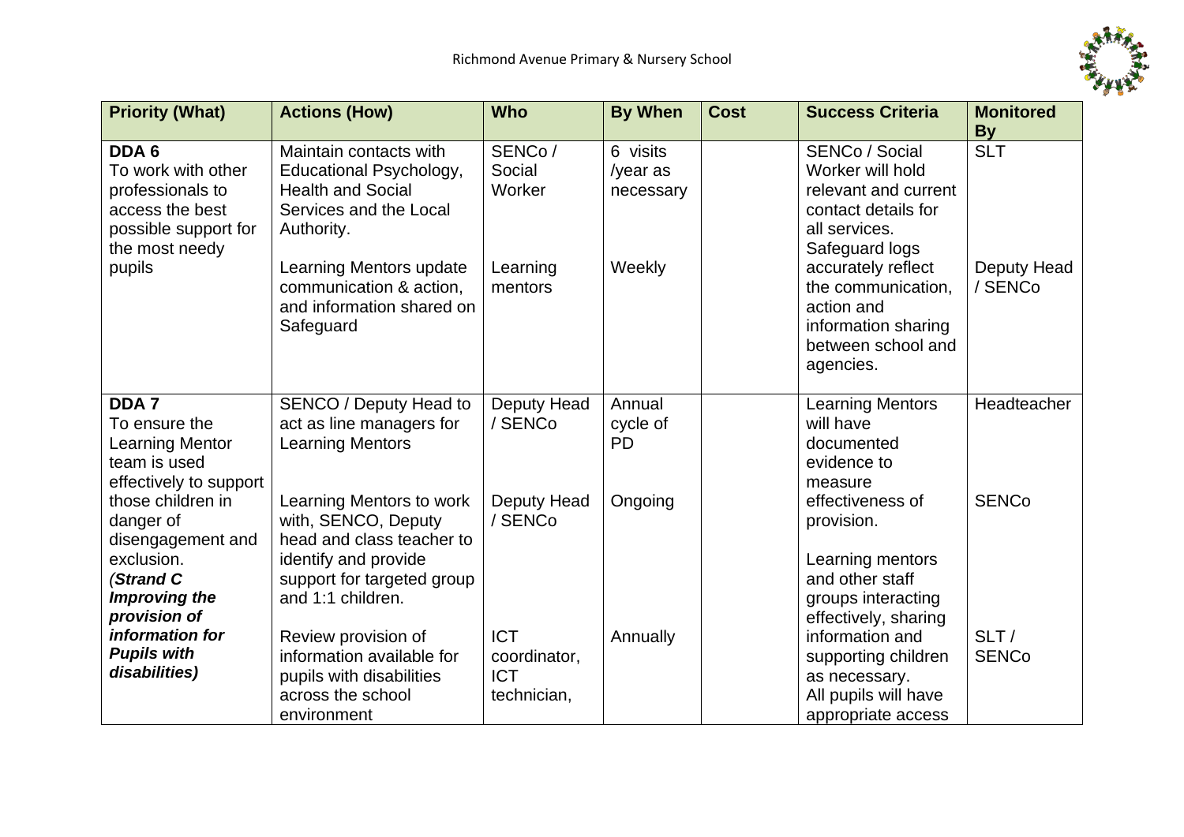| Priority (What) | Actions (How) | Who | By When | Cost | Success Criteria | Monitored By |
|---|---|---|---|---|---|---|
| **DDA 6** To work with other professionals to access the best possible support for the most needy pupils | Maintain contacts with Educational Psychology, Health and Social Services and the Local Authority. | SENCo / Social Worker | 6 visits /year as necessary | | SENCo / Social Worker will hold relevant and current contact details for all services. | SLT |
| | Learning Mentors update communication & action, and information shared on Safeguard | Learning mentors | Weekly | | Safeguard logs accurately reflect the communication, action and information sharing between school and agencies. | Deputy Head / SENCo |
| **DDA 7** To ensure the Learning Mentor team is used effectively to support those children in danger of disengagement and exclusion. (***Strand C Improving the provision of information for Pupils with disabilities)*** | SENCO / Deputy Head to act as line managers for Learning Mentors | Deputy Head / SENCo | Annual cycle of PD | | Learning Mentors will have documented evidence to measure effectiveness of provision. | Headteacher |
| | Learning Mentors to work with, SENCO, Deputy head and class teacher to identify and provide support for targeted group and 1:1 children. | Deputy Head / SENCo | Ongoing | | Learning mentors and other staff groups interacting effectively, sharing information and supporting children as necessary. | SENCo |
| | Review provision of information available for pupils with disabilities across the school environment | ICT coordinator, ICT technician, | Annually | | All pupils will have appropriate access | SLT / SENCo |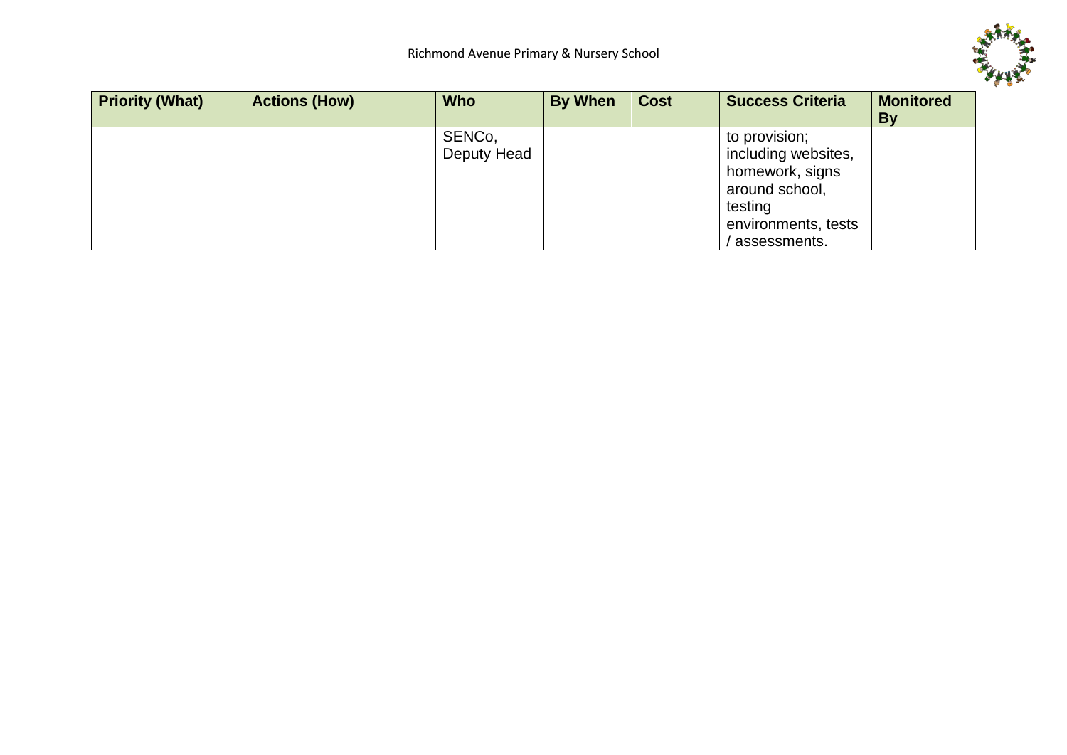| Priority (What) | Actions (How) | Who | By When | Cost | Success Criteria | Monitored By |
|---|---|---|---|---|---|---|
| | | SENCo, Deputy Head | | | to provision; including websites, homework, signs around school, testing environments, tests / assessments. | |